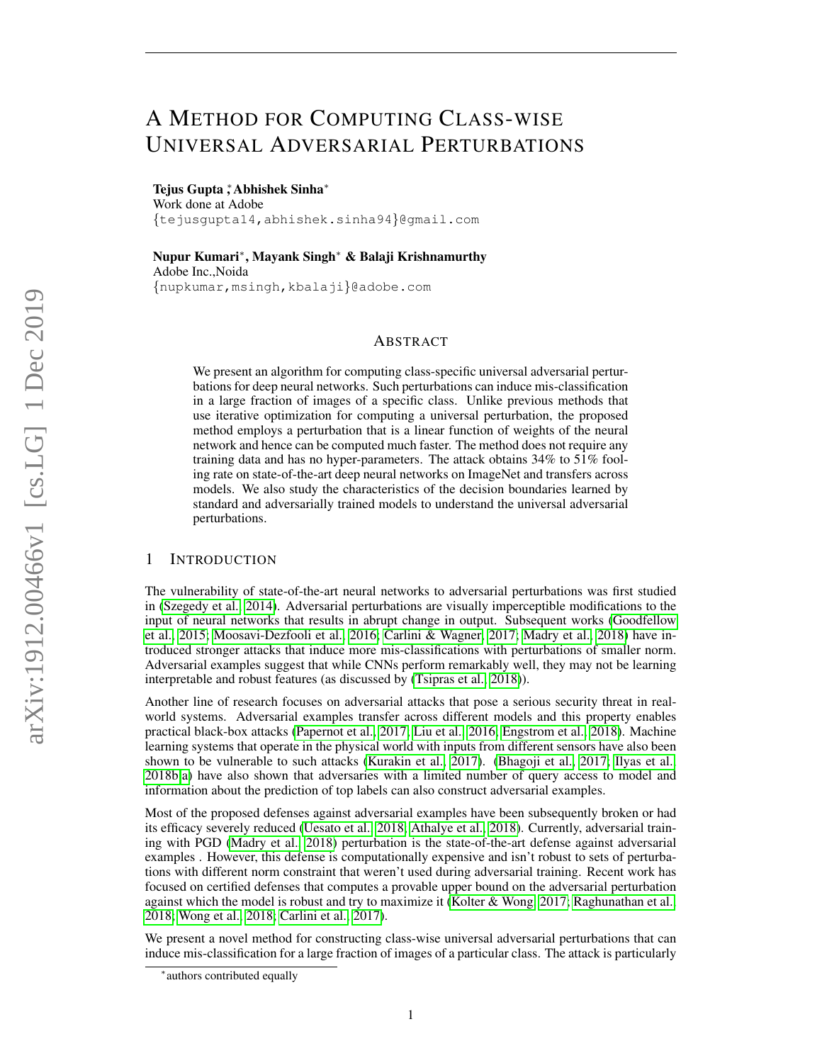# A Method for Computing Class-wise Universal Adversarial Perturbations

**Tejus Gupta** [*], **Abhishek Sinha**[*]
Work done at Adobe
{tejusgupta14,abhishek.sinha94}@gmail.com

**Nupur Kumari**[*], **Mayank Singh**[*] **& Balaji Krishnamurthy**
Adobe Inc.,Noida
{nupkumar,msingh,kbalaji}@adobe.com

## Abstract

We present an algorithm for computing class-specific universal adversarial perturbations for deep neural networks. Such perturbations can induce mis-classification in a large fraction of images of a specific class. Unlike previous methods that use iterative optimization for computing a universal perturbation, the proposed method employs a perturbation that is a linear function of weights of the neural network and hence can be computed much faster. The method does not require any training data and has no hyper-parameters. The attack obtains 34% to 51% fooling rate on state-of-the-art deep neural networks on ImageNet and transfers across models. We also study the characteristics of the decision boundaries learned by standard and adversarially trained models to understand the universal adversarial perturbations.

## 1 Introduction

The vulnerability of state-of-the-art neural networks to adversarial perturbations was first studied in (Szegedy et al., 2014). Adversarial perturbations are visually imperceptible modifications to the input of neural networks that results in abrupt change in output. Subsequent works (Goodfellow et al., 2015; Moosavi-Dezfooli et al., 2016; Carlini & Wagner, 2017; Madry et al., 2018) have introduced stronger attacks that induce more mis-classifications with perturbations of smaller norm. Adversarial examples suggest that while CNNs perform remarkably well, they may not be learning interpretable and robust features (as discussed by (Tsipras et al., 2018)).

Another line of research focuses on adversarial attacks that pose a serious security threat in real-world systems. Adversarial examples transfer across different models and this property enables practical black-box attacks (Papernot et al., 2017; Liu et al., 2016; Engstrom et al., 2018). Machine learning systems that operate in the physical world with inputs from different sensors have also been shown to be vulnerable to such attacks (Kurakin et al., 2017). (Bhagoji et al., 2017; Ilyas et al., 2018b;a) have also shown that adversaries with a limited number of query access to model and information about the prediction of top labels can also construct adversarial examples.

Most of the proposed defenses against adversarial examples have been subsequently broken or had its efficacy severely reduced (Uesato et al., 2018; Athalye et al., 2018). Currently, adversarial training with PGD (Madry et al., 2018) perturbation is the state-of-the-art defense against adversarial examples . However, this defense is computationally expensive and isn't robust to sets of perturbations with different norm constraint that weren't used during adversarial training. Recent work has focused on certified defenses that computes a provable upper bound on the adversarial perturbation against which the model is robust and try to maximize it (Kolter & Wong, 2017; Raghunathan et al., 2018; Wong et al., 2018; Carlini et al., 2017).

We present a novel method for constructing class-wise universal adversarial perturbations that can induce mis-classification for a large fraction of images of a particular class. The attack is particularly

[*]authors contributed equally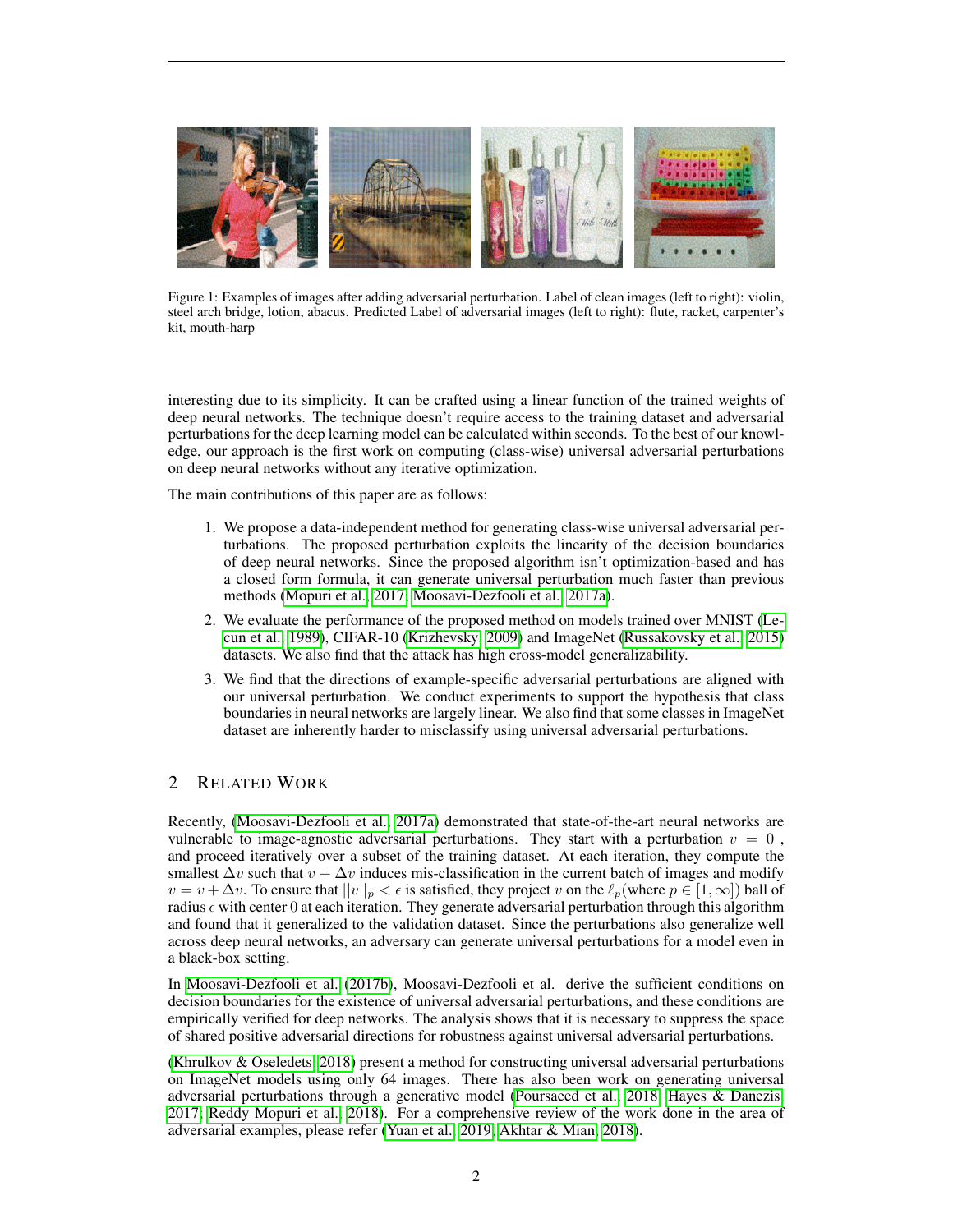Figure 1: Examples of images after adding adversarial perturbation. Label of clean images (left to right): violin, steel arch bridge, lotion, abacus. Predicted Label of adversarial images (left to right): flute, racket, carpenter's kit, mouth-harp

interesting due to its simplicity. It can be crafted using a linear function of the trained weights of deep neural networks. The technique doesn't require access to the training dataset and adversarial perturbations for the deep learning model can be calculated within seconds. To the best of our knowledge, our approach is the first work on computing (class-wise) universal adversarial perturbations on deep neural networks without any iterative optimization.

The main contributions of this paper are as follows:

1. We propose a data-independent method for generating class-wise universal adversarial perturbations. The proposed perturbation exploits the linearity of the decision boundaries of deep neural networks. Since the proposed algorithm isn't optimization-based and has a closed form formula, it can generate universal perturbation much faster than previous methods (Mopuri et al., 2017; Moosavi-Dezfooli et al., 2017a).
2. We evaluate the performance of the proposed method on models trained over MNIST (Lecun et al., 1989), CIFAR-10 (Krizhevsky, 2009) and ImageNet (Russakovsky et al., 2015) datasets. We also find that the attack has high cross-model generalizability.
3. We find that the directions of example-specific adversarial perturbations are aligned with our universal perturbation. We conduct experiments to support the hypothesis that class boundaries in neural networks are largely linear. We also find that some classes in ImageNet dataset are inherently harder to misclassify using universal adversarial perturbations.

## 2 Related Work

Recently, (Moosavi-Dezfooli et al., 2017a) demonstrated that state-of-the-art neural networks are vulnerable to image-agnostic adversarial perturbations. They start with a perturbation $v = 0$, and proceed iteratively over a subset of the training dataset. At each iteration, they compute the smallest $\Delta v$ such that $v + \Delta v$ induces mis-classification in the current batch of images and modify $v = v + \Delta v$. To ensure that $||v||_p < \epsilon$ is satisfied, they project $v$ on the $\ell_p$(where $p \in [1, \infty]$) ball of radius $\epsilon$ with center 0 at each iteration. They generate adversarial perturbation through this algorithm and found that it generalized to the validation dataset. Since the perturbations also generalize well across deep neural networks, an adversary can generate universal perturbations for a model even in a black-box setting.

In Moosavi-Dezfooli et al. (2017b), Moosavi-Dezfooli et al. derive the sufficient conditions on decision boundaries for the existence of universal adversarial perturbations, and these conditions are empirically verified for deep networks. The analysis shows that it is necessary to suppress the space of shared positive adversarial directions for robustness against universal adversarial perturbations.

(Khrulkov & Oseledets, 2018) present a method for constructing universal adversarial perturbations on ImageNet models using only 64 images. There has also been work on generating universal adversarial perturbations through a generative model (Poursaeed et al., 2018; Hayes & Danezis, 2017; Reddy Mopuri et al., 2018). For a comprehensive review of the work done in the area of adversarial examples, please refer (Yuan et al., 2019; Akhtar & Mian, 2018).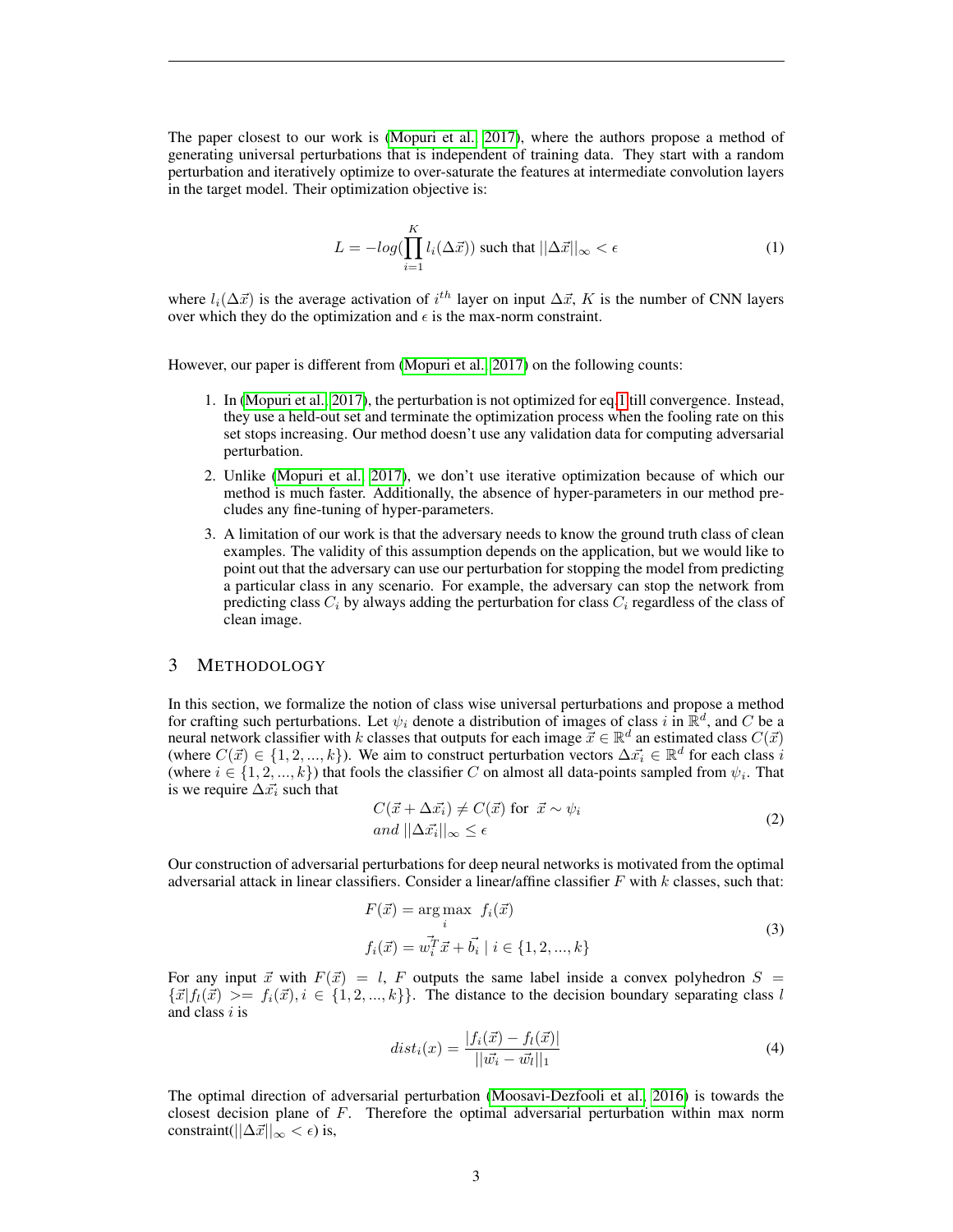The paper closest to our work is (Mopuri et al., 2017), where the authors propose a method of generating universal perturbations that is independent of training data. They start with a random perturbation and iteratively optimize to over-saturate the features at intermediate convolution layers in the target model. Their optimization objective is:

$$L = -log(\prod_{i=1}^{K} l_i(\Delta\vec{x})) \text{ such that } ||\Delta\vec{x}||_\infty < \epsilon \tag{1}$$

where $l_i(\Delta\vec{x})$ is the average activation of $i^{th}$ layer on input $\Delta\vec{x}$, $K$ is the number of CNN layers over which they do the optimization and $\epsilon$ is the max-norm constraint.

However, our paper is different from (Mopuri et al., 2017) on the following counts:

1. In (Mopuri et al., 2017), the perturbation is not optimized for eq 1 till convergence. Instead, they use a held-out set and terminate the optimization process when the fooling rate on this set stops increasing. Our method doesn't use any validation data for computing adversarial perturbation.
2. Unlike (Mopuri et al., 2017), we don't use iterative optimization because of which our method is much faster. Additionally, the absence of hyper-parameters in our method precludes any fine-tuning of hyper-parameters.
3. A limitation of our work is that the adversary needs to know the ground truth class of clean examples. The validity of this assumption depends on the application, but we would like to point out that the adversary can use our perturbation for stopping the model from predicting a particular class in any scenario. For example, the adversary can stop the network from predicting class $C_i$ by always adding the perturbation for class $C_i$ regardless of the class of clean image.

## 3 Methodology

In this section, we formalize the notion of class wise universal perturbations and propose a method for crafting such perturbations. Let $\psi_i$ denote a distribution of images of class $i$ in $\mathbb{R}^d$, and $C$ be a neural network classifier with $k$ classes that outputs for each image $\vec{x} \in \mathbb{R}^d$ an estimated class $C(\vec{x})$ (where $C(\vec{x}) \in \{1, 2, ..., k\}$). We aim to construct perturbation vectors $\Delta\vec{x_i} \in \mathbb{R}^d$ for each class $i$ (where $i \in \{1, 2, ..., k\}$) that fools the classifier $C$ on almost all data-points sampled from $\psi_i$. That is we require $\Delta\vec{x_i}$ such that

$$\begin{aligned} &C(\vec{x} + \Delta\vec{x_i}) \neq C(\vec{x}) \text{ for } \vec{x} \sim \psi_i \\ &and\ ||\Delta\vec{x_i}||_\infty \leq \epsilon \end{aligned} \tag{2}$$

Our construction of adversarial perturbations for deep neural networks is motivated from the optimal adversarial attack in linear classifiers. Consider a linear/affine classifier $F$ with $k$ classes, such that:

$$\begin{aligned} &F(\vec{x}) = \arg\max_i \ f_i(\vec{x}) \\ &f_i(\vec{x}) = \vec{w_i}^T\vec{x} + \vec{b_i} \mid i \in \{1, 2, ..., k\} \end{aligned} \tag{3}$$

For any input $\vec{x}$ with $F(\vec{x}) = l$, $F$ outputs the same label inside a convex polyhedron $S = \{\vec{x} | f_l(\vec{x}) >= f_i(\vec{x}), i \in \{1, 2, ..., k\}\}$. The distance to the decision boundary separating class $l$ and class $i$ is

$$dist_i(x) = \frac{|f_i(\vec{x}) - f_l(\vec{x})|}{||\vec{w_i} - \vec{w_l}||_1} \tag{4}$$

The optimal direction of adversarial perturbation (Moosavi-Dezfooli et al., 2016) is towards the closest decision plane of $F$. Therefore the optimal adversarial perturbation within max norm constraint($||\Delta\vec{x}||_\infty < \epsilon$) is,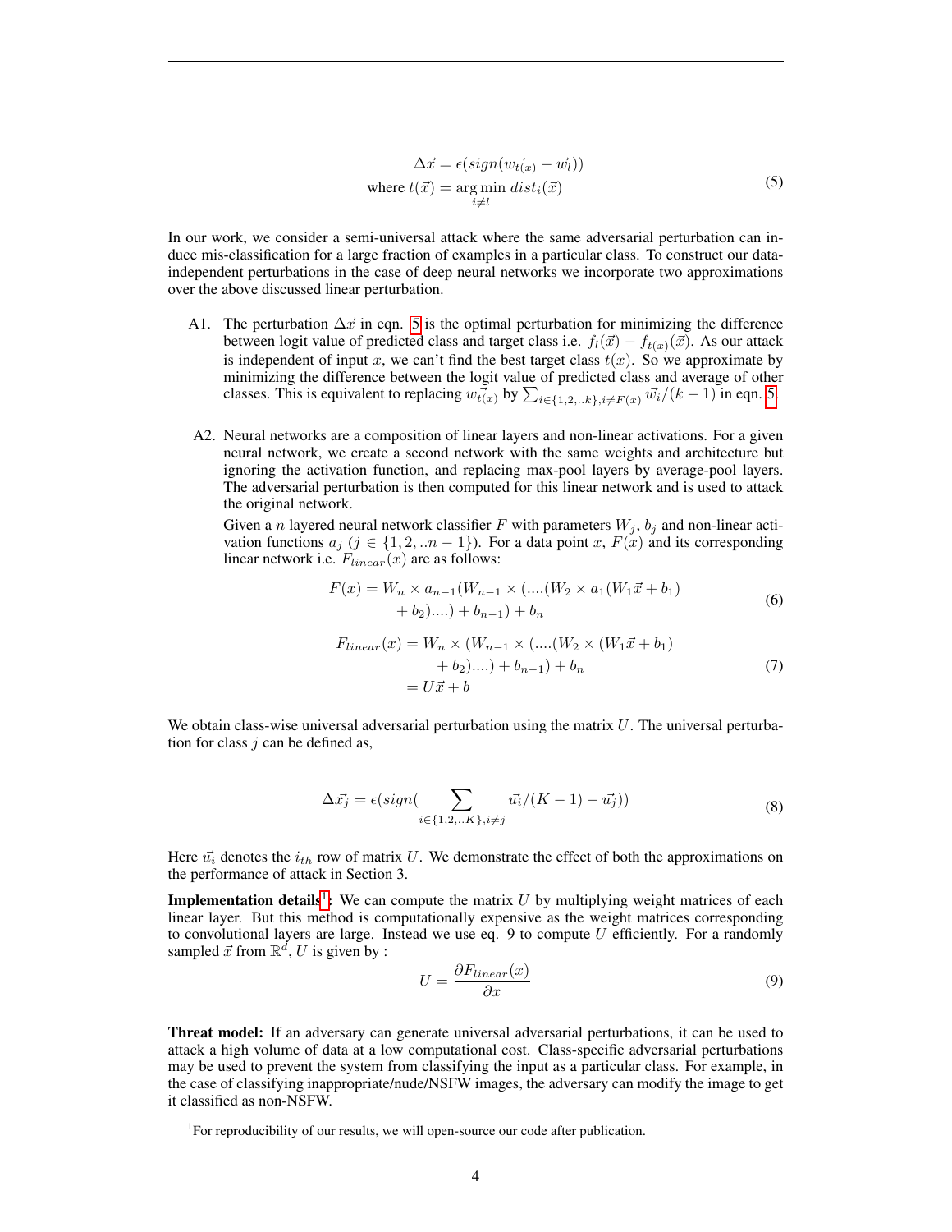$$
\Delta \vec{x} = \epsilon(sign(\vec{w_{t(x)}} - \vec{w_l}))
$$
$$
\text{where } t(\vec{x}) = \underset{i \neq l}{\arg\min}\, dist_i(\vec{x}) \tag{5}
$$

In our work, we consider a semi-universal attack where the same adversarial perturbation can induce mis-classification for a large fraction of examples in a particular class. To construct our data-independent perturbations in the case of deep neural networks we incorporate two approximations over the above discussed linear perturbation.

A1. The perturbation $\Delta \vec{x}$ in eqn. 5 is the optimal perturbation for minimizing the difference between logit value of predicted class and target class i.e. $f_l(\vec{x}) - f_{t(x)}(\vec{x})$. As our attack is independent of input $x$, we can't find the best target class $t(x)$. So we approximate by minimizing the difference between the logit value of predicted class and average of other classes. This is equivalent to replacing $\vec{w_{t(x)}}$ by $\sum_{i \in \{1,2,..k\}, i \neq F(x)} \vec{w_i}/(k-1)$ in eqn. 5.

A2. Neural networks are a composition of linear layers and non-linear activations. For a given neural network, we create a second network with the same weights and architecture but ignoring the activation function, and replacing max-pool layers by average-pool layers. The adversarial perturbation is then computed for this linear network and is used to attack the original network.

Given a $n$ layered neural network classifier $F$ with parameters $W_j, b_j$ and non-linear activation functions $a_j$ ($j \in \{1, 2, ..n-1\}$). For a data point $x$, $F(x)$ and its corresponding linear network i.e. $F_{linear}(x)$ are as follows:

$$
F(x) = W_n \times a_{n-1}(W_{n-1} \times (....(W_2 \times a_1(W_1\vec{x} + b_1) + b_2)....) + b_{n-1}) + b_n \tag{6}
$$

$$
\begin{aligned}
F_{linear}(x) &= W_n \times (W_{n-1} \times (....(W_2 \times (W_1\vec{x} + b_1) + b_2)....) + b_{n-1}) + b_n \\
&= U\vec{x} + b
\end{aligned} \tag{7}
$$

We obtain class-wise universal adversarial perturbation using the matrix $U$. The universal perturbation for class $j$ can be defined as,

$$
\Delta \vec{x_j} = \epsilon(sign(\sum_{i \in \{1,2,..K\}, i \neq j} \vec{u_i}/(K-1) - \vec{u_j})) \tag{8}
$$

Here $\vec{u_i}$ denotes the $i_{th}$ row of matrix $U$. We demonstrate the effect of both the approximations on the performance of attack in Section 3.

**Implementation details**[1]: We can compute the matrix $U$ by multiplying weight matrices of each linear layer. But this method is computationally expensive as the weight matrices corresponding to convolutional layers are large. Instead we use eq. 9 to compute $U$ efficiently. For a randomly sampled $\vec{x}$ from $\mathbb{R}^d$, $U$ is given by :

$$
U = \frac{\partial F_{linear}(x)}{\partial x} \tag{9}
$$

**Threat model:** If an adversary can generate universal adversarial perturbations, it can be used to attack a high volume of data at a low computational cost. Class-specific adversarial perturbations may be used to prevent the system from classifying the input as a particular class. For example, in the case of classifying inappropriate/nude/NSFW images, the adversary can modify the image to get it classified as non-NSFW.

[1] For reproducibility of our results, we will open-source our code after publication.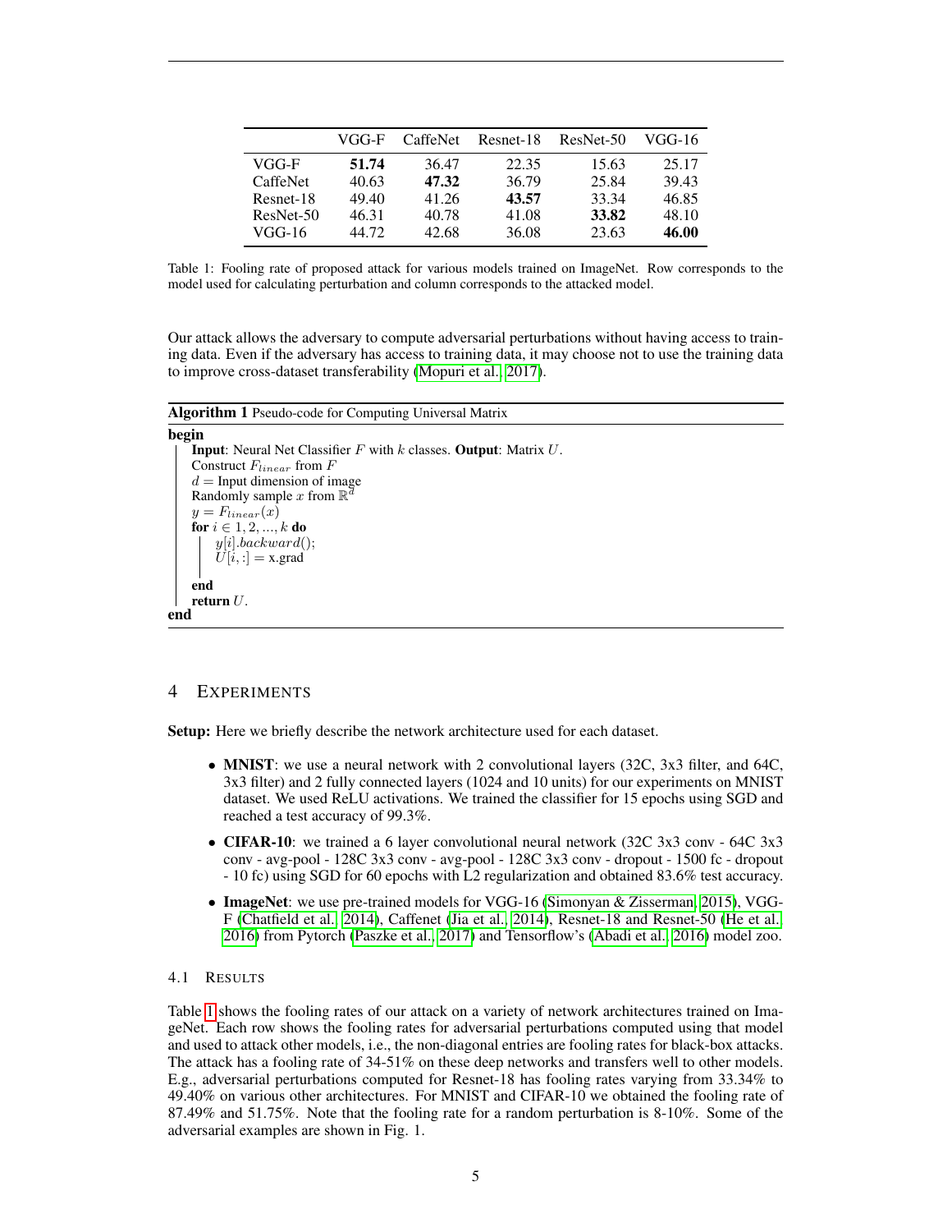| | VGG-F | CaffeNet | Resnet-18 | ResNet-50 | VGG-16 |
|---|---|---|---|---|---|
| VGG-F | **51.74** | 36.47 | 22.35 | 15.63 | 25.17 |
| CaffeNet | 40.63 | **47.32** | 36.79 | 25.84 | 39.43 |
| Resnet-18 | 49.40 | 41.26 | **43.57** | 33.34 | 46.85 |
| ResNet-50 | 46.31 | 40.78 | 41.08 | **33.82** | 48.10 |
| VGG-16 | 44.72 | 42.68 | 36.08 | 23.63 | **46.00** |

Table 1: Fooling rate of proposed attack for various models trained on ImageNet. Row corresponds to the model used for calculating perturbation and column corresponds to the attacked model.

Our attack allows the adversary to compute adversarial perturbations without having access to training data. Even if the adversary has access to training data, it may choose not to use the training data to improve cross-dataset transferability (Mopuri et al., 2017).

**Algorithm 1** Pseudo-code for Computing Universal Matrix

**begin**
- **Input**: Neural Net Classifier $F$ with $k$ classes. **Output**: Matrix $U$.
- Construct $F_{linear}$ from $F$
- $d$ = Input dimension of image
- Randomly sample $x$ from $\mathbb{R}^d$
- $y = F_{linear}(x)$
- **for** $i \in 1, 2, ..., k$ **do**
  - $y[i].backward()$;
  - $U[i, :]$ = x.grad
- **end**
- **return** $U$.

**end**

## 4 Experiments

**Setup:** Here we briefly describe the network architecture used for each dataset.

- **MNIST**: we use a neural network with 2 convolutional layers (32C, 3x3 filter, and 64C, 3x3 filter) and 2 fully connected layers (1024 and 10 units) for our experiments on MNIST dataset. We used ReLU activations. We trained the classifier for 15 epochs using SGD and reached a test accuracy of 99.3%.
- **CIFAR-10**: we trained a 6 layer convolutional neural network (32C 3x3 conv - 64C 3x3 conv - avg-pool - 128C 3x3 conv - avg-pool - 128C 3x3 conv - dropout - 1500 fc - dropout - 10 fc) using SGD for 60 epochs with L2 regularization and obtained 83.6% test accuracy.
- **ImageNet**: we use pre-trained models for VGG-16 (Simonyan & Zisserman, 2015), VGG-F (Chatfield et al., 2014), Caffenet (Jia et al., 2014), Resnet-18 and Resnet-50 (He et al., 2016) from Pytorch (Paszke et al., 2017) and Tensorflow's (Abadi et al., 2016) model zoo.

### 4.1 Results

Table 1 shows the fooling rates of our attack on a variety of network architectures trained on ImageNet. Each row shows the fooling rates for adversarial perturbations computed using that model and used to attack other models, i.e., the non-diagonal entries are fooling rates for black-box attacks. The attack has a fooling rate of 34-51% on these deep networks and transfers well to other models. E.g., adversarial perturbations computed for Resnet-18 has fooling rates varying from 33.34% to 49.40% on various other architectures. For MNIST and CIFAR-10 we obtained the fooling rate of 87.49% and 51.75%. Note that the fooling rate for a random perturbation is 8-10%. Some of the adversarial examples are shown in Fig. 1.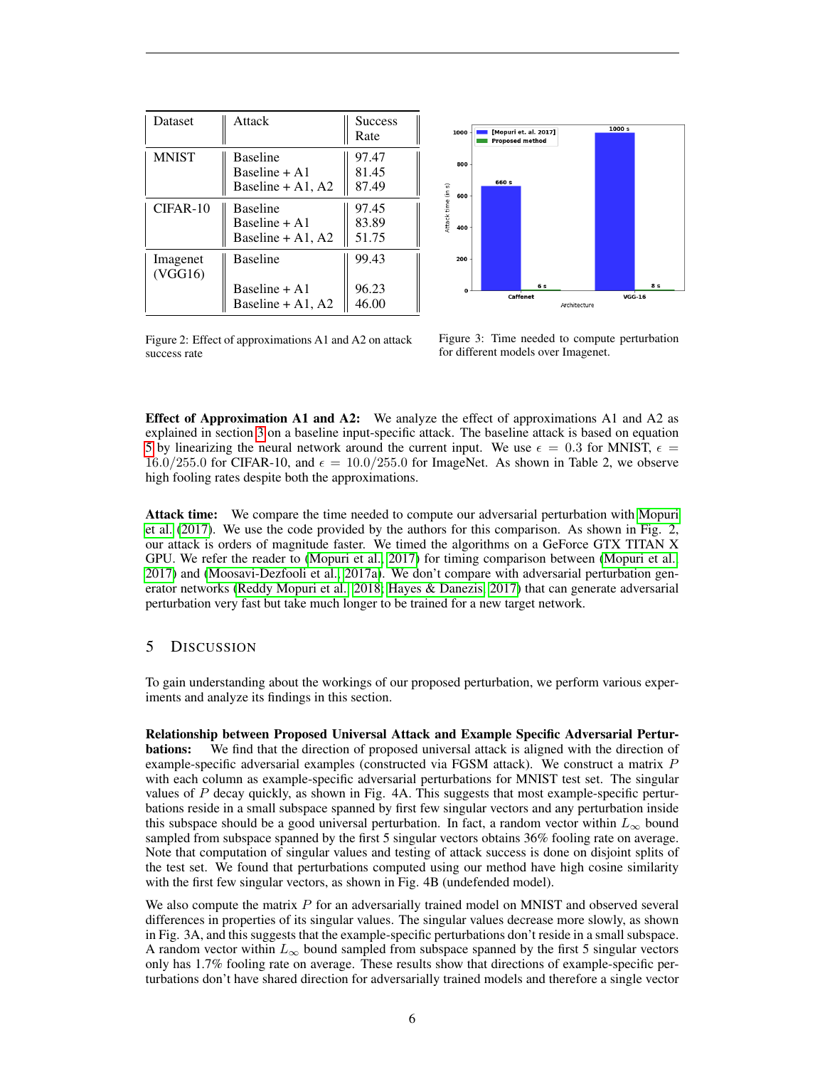| Dataset | Attack | Success Rate |
|---|---|---|
| MNIST | Baseline | 97.47 |
| | Baseline + A1 | 81.45 |
| | Baseline + A1, A2 | 87.49 |
| CIFAR-10 | Baseline | 97.45 |
| | Baseline + A1 | 83.89 |
| | Baseline + A1, A2 | 51.75 |
| Imagenet (VGG16) | Baseline | 99.43 |
| | Baseline + A1 | 96.23 |
| | Baseline + A1, A2 | 46.00 |

Figure 2: Effect of approximations A1 and A2 on attack success rate

[Mopuri et. al. 2017]
Proposed method
Attack time (in s)
1000
800
600
400
200
0
660 s
6 s
1000 s
8 s
Caffenet
VGG-16
Architecture

Figure 3: Time needed to compute perturbation for different models over Imagenet.

**Effect of Approximation A1 and A2:** We analyze the effect of approximations A1 and A2 as explained in section 3 on a baseline input-specific attack. The baseline attack is based on equation 5 by linearizing the neural network around the current input. We use $\epsilon = 0.3$ for MNIST, $\epsilon = 16.0/255.0$ for CIFAR-10, and $\epsilon = 10.0/255.0$ for ImageNet. As shown in Table 2, we observe high fooling rates despite both the approximations.

**Attack time:** We compare the time needed to compute our adversarial perturbation with Mopuri et al. (2017). We use the code provided by the authors for this comparison. As shown in Fig. 2, our attack is orders of magnitude faster. We timed the algorithms on a GeForce GTX TITAN X GPU. We refer the reader to (Mopuri et al., 2017) for timing comparison between (Mopuri et al., 2017) and (Moosavi-Dezfooli et al., 2017a). We don't compare with adversarial perturbation generator networks (Reddy Mopuri et al., 2018; Hayes & Danezis, 2017) that can generate adversarial perturbation very fast but take much longer to be trained for a new target network.

## 5 Discussion

To gain understanding about the workings of our proposed perturbation, we perform various experiments and analyze its findings in this section.

**Relationship between Proposed Universal Attack and Example Specific Adversarial Perturbations:** We find that the direction of proposed universal attack is aligned with the direction of example-specific adversarial examples (constructed via FGSM attack). We construct a matrix $P$ with each column as example-specific adversarial perturbations for MNIST test set. The singular values of $P$ decay quickly, as shown in Fig. 4A. This suggests that most example-specific perturbations reside in a small subspace spanned by first few singular vectors and any perturbation inside this subspace should be a good universal perturbation. In fact, a random vector within $L_\infty$ bound sampled from subspace spanned by the first 5 singular vectors obtains 36% fooling rate on average. Note that computation of singular values and testing of attack success is done on disjoint splits of the test set. We found that perturbations computed using our method have high cosine similarity with the first few singular vectors, as shown in Fig. 4B (undefended model).

We also compute the matrix $P$ for an adversarially trained model on MNIST and observed several differences in properties of its singular values. The singular values decrease more slowly, as shown in Fig. 3A, and this suggests that the example-specific perturbations don't reside in a small subspace. A random vector within $L_\infty$ bound sampled from subspace spanned by the first 5 singular vectors only has 1.7% fooling rate on average. These results show that directions of example-specific perturbations don't have shared direction for adversarially trained models and therefore a single vector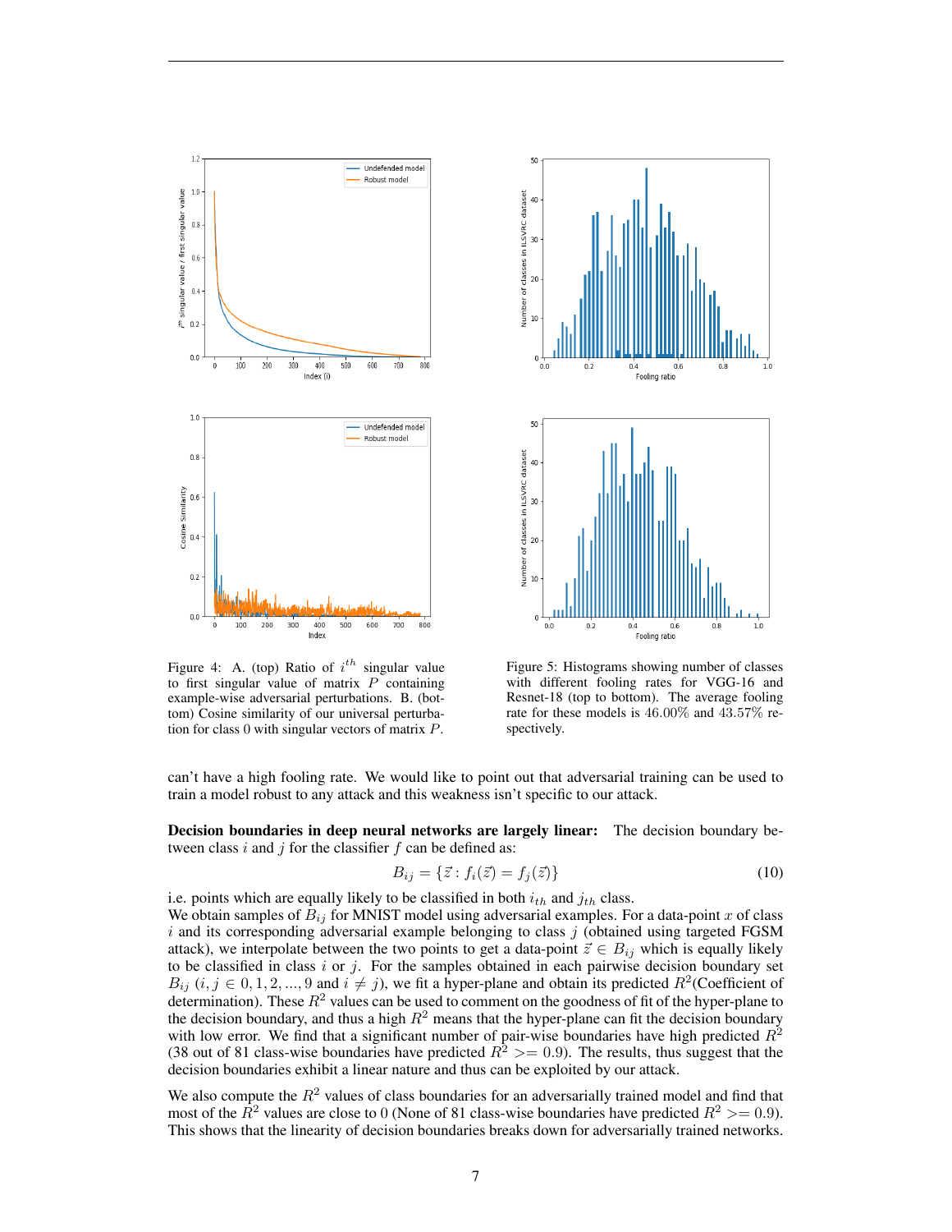Figure 4: A. (top) Ratio of $i^{th}$ singular value to first singular value of matrix $P$ containing example-wise adversarial perturbations. B. (bottom) Cosine similarity of our universal perturbation for class 0 with singular vectors of matrix $P$.

Figure 5: Histograms showing number of classes with different fooling rates for VGG-16 and Resnet-18 (top to bottom). The average fooling rate for these models is $46.00\%$ and $43.57\%$ respectively.

can't have a high fooling rate. We would like to point out that adversarial training can be used to train a model robust to any attack and this weakness isn't specific to our attack.

**Decision boundaries in deep neural networks are largely linear:** The decision boundary between class $i$ and $j$ for the classifier $f$ can be defined as:

$$B_{ij} = \{\vec{z} : f_i(\vec{z}) = f_j(\vec{z})\} \tag{10}$$

i.e. points which are equally likely to be classified in both $i_{th}$ and $j_{th}$ class.
We obtain samples of $B_{ij}$ for MNIST model using adversarial examples. For a data-point $x$ of class $i$ and its corresponding adversarial example belonging to class $j$ (obtained using targeted FGSM attack), we interpolate between the two points to get a data-point $\vec{z} \in B_{ij}$ which is equally likely to be classified in class $i$ or $j$. For the samples obtained in each pairwise decision boundary set $B_{ij}$ ($i, j \in 0, 1, 2, ..., 9$ and $i \neq j$), we fit a hyper-plane and obtain its predicted $R^2$(Coefficient of determination). These $R^2$ values can be used to comment on the goodness of fit of the hyper-plane to the decision boundary, and thus a high $R^2$ means that the hyper-plane can fit the decision boundary with low error. We find that a significant number of pair-wise boundaries have high predicted $R^2$ (38 out of 81 class-wise boundaries have predicted $R^2 >= 0.9$). The results, thus suggest that the decision boundaries exhibit a linear nature and thus can be exploited by our attack.

We also compute the $R^2$ values of class boundaries for an adversarially trained model and find that most of the $R^2$ values are close to 0 (None of 81 class-wise boundaries have predicted $R^2 >= 0.9$). This shows that the linearity of decision boundaries breaks down for adversarially trained networks.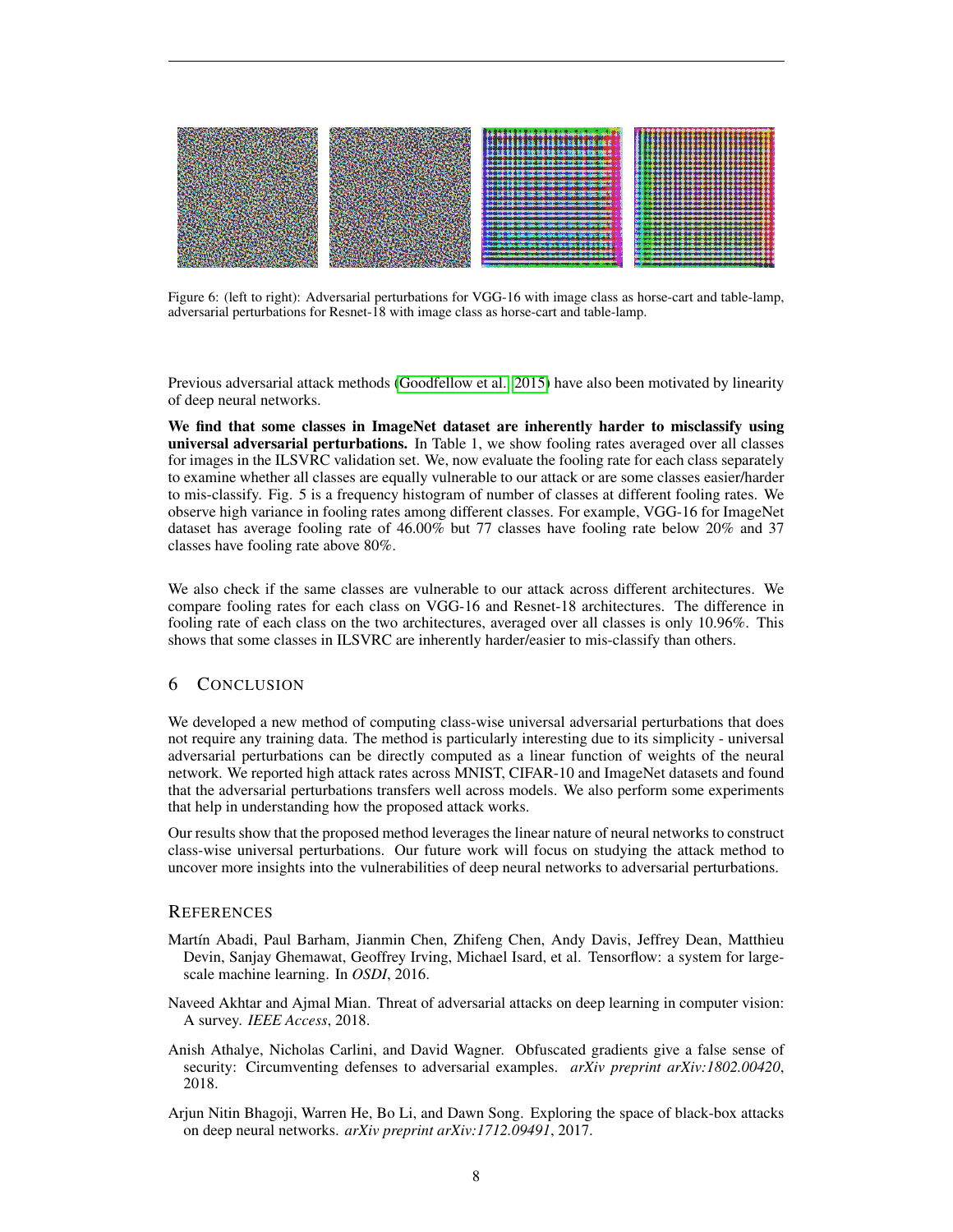Figure 6: (left to right): Adversarial perturbations for VGG-16 with image class as horse-cart and table-lamp, adversarial perturbations for Resnet-18 with image class as horse-cart and table-lamp.

Previous adversarial attack methods (Goodfellow et al., 2015) have also been motivated by linearity of deep neural networks.

**We find that some classes in ImageNet dataset are inherently harder to misclassify using universal adversarial perturbations.** In Table 1, we show fooling rates averaged over all classes for images in the ILSVRC validation set. We, now evaluate the fooling rate for each class separately to examine whether all classes are equally vulnerable to our attack or are some classes easier/harder to mis-classify. Fig. 5 is a frequency histogram of number of classes at different fooling rates. We observe high variance in fooling rates among different classes. For example, VGG-16 for ImageNet dataset has average fooling rate of 46.00% but 77 classes have fooling rate below 20% and 37 classes have fooling rate above 80%.

We also check if the same classes are vulnerable to our attack across different architectures. We compare fooling rates for each class on VGG-16 and Resnet-18 architectures. The difference in fooling rate of each class on the two architectures, averaged over all classes is only 10.96%. This shows that some classes in ILSVRC are inherently harder/easier to mis-classify than others.

## 6 Conclusion

We developed a new method of computing class-wise universal adversarial perturbations that does not require any training data. The method is particularly interesting due to its simplicity - universal adversarial perturbations can be directly computed as a linear function of weights of the neural network. We reported high attack rates across MNIST, CIFAR-10 and ImageNet datasets and found that the adversarial perturbations transfers well across models. We also perform some experiments that help in understanding how the proposed attack works.

Our results show that the proposed method leverages the linear nature of neural networks to construct class-wise universal perturbations. Our future work will focus on studying the attack method to uncover more insights into the vulnerabilities of deep neural networks to adversarial perturbations.

## References

Martín Abadi, Paul Barham, Jianmin Chen, Zhifeng Chen, Andy Davis, Jeffrey Dean, Matthieu Devin, Sanjay Ghemawat, Geoffrey Irving, Michael Isard, et al. Tensorflow: a system for large-scale machine learning. In *OSDI*, 2016.

Naveed Akhtar and Ajmal Mian. Threat of adversarial attacks on deep learning in computer vision: A survey. *IEEE Access*, 2018.

Anish Athalye, Nicholas Carlini, and David Wagner. Obfuscated gradients give a false sense of security: Circumventing defenses to adversarial examples. *arXiv preprint arXiv:1802.00420*, 2018.

Arjun Nitin Bhagoji, Warren He, Bo Li, and Dawn Song. Exploring the space of black-box attacks on deep neural networks. *arXiv preprint arXiv:1712.09491*, 2017.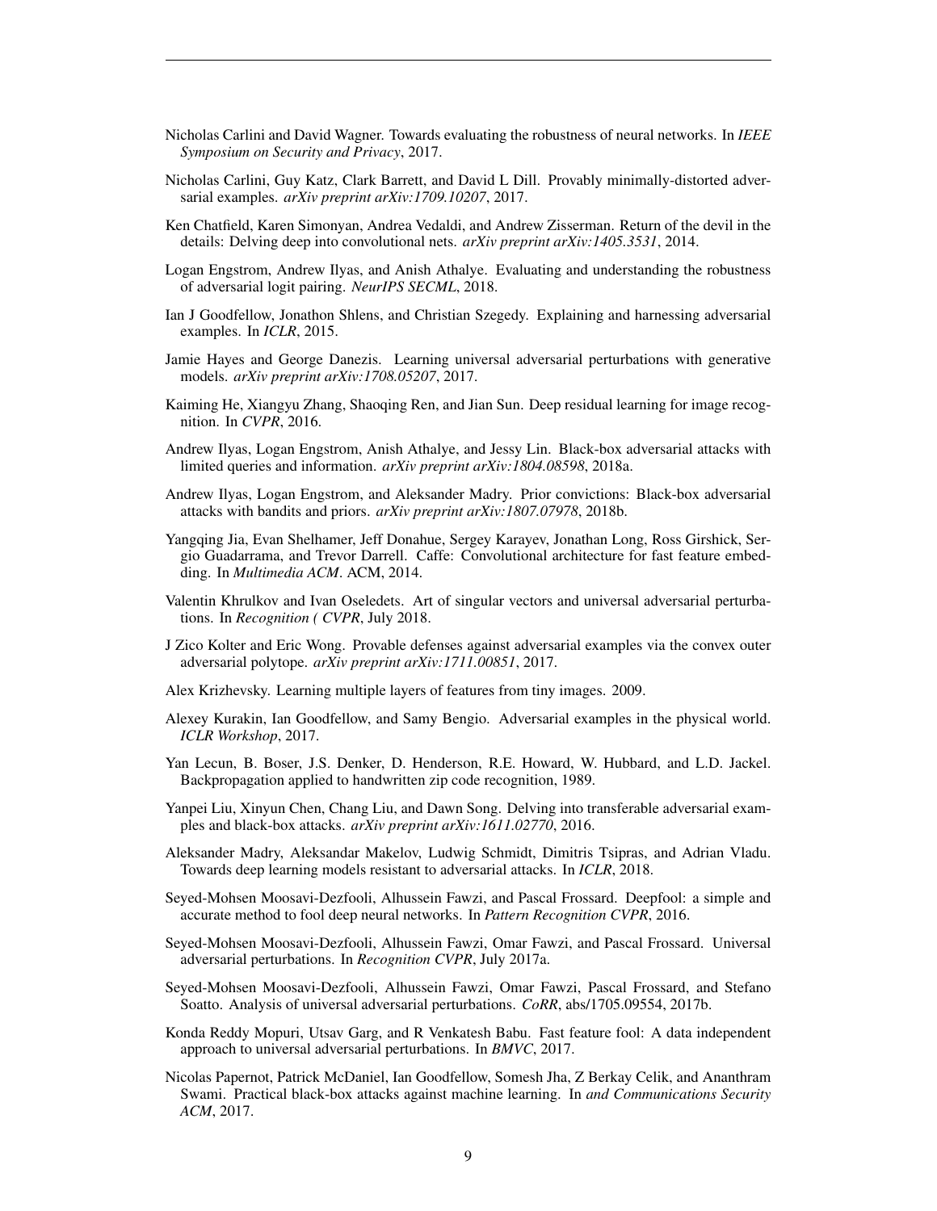Nicholas Carlini and David Wagner. Towards evaluating the robustness of neural networks. In *IEEE Symposium on Security and Privacy*, 2017.

Nicholas Carlini, Guy Katz, Clark Barrett, and David L Dill. Provably minimally-distorted adversarial examples. *arXiv preprint arXiv:1709.10207*, 2017.

Ken Chatfield, Karen Simonyan, Andrea Vedaldi, and Andrew Zisserman. Return of the devil in the details: Delving deep into convolutional nets. *arXiv preprint arXiv:1405.3531*, 2014.

Logan Engstrom, Andrew Ilyas, and Anish Athalye. Evaluating and understanding the robustness of adversarial logit pairing. *NeurIPS SECML*, 2018.

Ian J Goodfellow, Jonathon Shlens, and Christian Szegedy. Explaining and harnessing adversarial examples. In *ICLR*, 2015.

Jamie Hayes and George Danezis. Learning universal adversarial perturbations with generative models. *arXiv preprint arXiv:1708.05207*, 2017.

Kaiming He, Xiangyu Zhang, Shaoqing Ren, and Jian Sun. Deep residual learning for image recognition. In *CVPR*, 2016.

Andrew Ilyas, Logan Engstrom, Anish Athalye, and Jessy Lin. Black-box adversarial attacks with limited queries and information. *arXiv preprint arXiv:1804.08598*, 2018a.

Andrew Ilyas, Logan Engstrom, and Aleksander Madry. Prior convictions: Black-box adversarial attacks with bandits and priors. *arXiv preprint arXiv:1807.07978*, 2018b.

Yangqing Jia, Evan Shelhamer, Jeff Donahue, Sergey Karayev, Jonathan Long, Ross Girshick, Sergio Guadarrama, and Trevor Darrell. Caffe: Convolutional architecture for fast feature embedding. In *Multimedia ACM*. ACM, 2014.

Valentin Khrulkov and Ivan Oseledets. Art of singular vectors and universal adversarial perturbations. In *Recognition ( CVPR*, July 2018.

J Zico Kolter and Eric Wong. Provable defenses against adversarial examples via the convex outer adversarial polytope. *arXiv preprint arXiv:1711.00851*, 2017.

Alex Krizhevsky. Learning multiple layers of features from tiny images. 2009.

Alexey Kurakin, Ian Goodfellow, and Samy Bengio. Adversarial examples in the physical world. *ICLR Workshop*, 2017.

Yan Lecun, B. Boser, J.S. Denker, D. Henderson, R.E. Howard, W. Hubbard, and L.D. Jackel. Backpropagation applied to handwritten zip code recognition, 1989.

Yanpei Liu, Xinyun Chen, Chang Liu, and Dawn Song. Delving into transferable adversarial examples and black-box attacks. *arXiv preprint arXiv:1611.02770*, 2016.

Aleksander Madry, Aleksandar Makelov, Ludwig Schmidt, Dimitris Tsipras, and Adrian Vladu. Towards deep learning models resistant to adversarial attacks. In *ICLR*, 2018.

Seyed-Mohsen Moosavi-Dezfooli, Alhussein Fawzi, and Pascal Frossard. Deepfool: a simple and accurate method to fool deep neural networks. In *Pattern Recognition CVPR*, 2016.

Seyed-Mohsen Moosavi-Dezfooli, Alhussein Fawzi, Omar Fawzi, and Pascal Frossard. Universal adversarial perturbations. In *Recognition CVPR*, July 2017a.

Seyed-Mohsen Moosavi-Dezfooli, Alhussein Fawzi, Omar Fawzi, Pascal Frossard, and Stefano Soatto. Analysis of universal adversarial perturbations. *CoRR*, abs/1705.09554, 2017b.

Konda Reddy Mopuri, Utsav Garg, and R Venkatesh Babu. Fast feature fool: A data independent approach to universal adversarial perturbations. In *BMVC*, 2017.

Nicolas Papernot, Patrick McDaniel, Ian Goodfellow, Somesh Jha, Z Berkay Celik, and Ananthram Swami. Practical black-box attacks against machine learning. In *and Communications Security ACM*, 2017.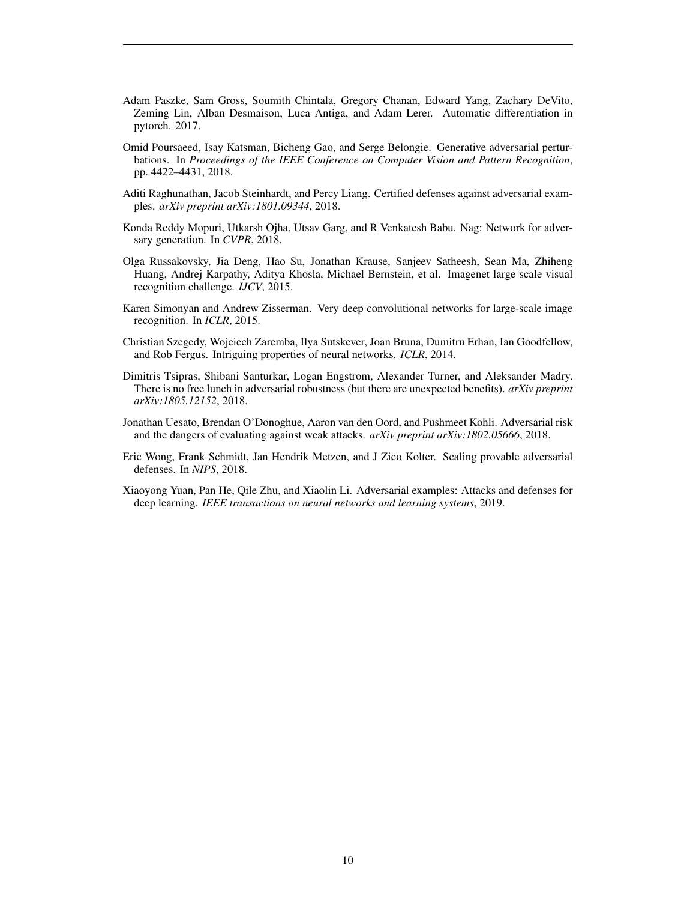Adam Paszke, Sam Gross, Soumith Chintala, Gregory Chanan, Edward Yang, Zachary DeVito, Zeming Lin, Alban Desmaison, Luca Antiga, and Adam Lerer. Automatic differentiation in pytorch. 2017.

Omid Poursaeed, Isay Katsman, Bicheng Gao, and Serge Belongie. Generative adversarial perturbations. In *Proceedings of the IEEE Conference on Computer Vision and Pattern Recognition*, pp. 4422–4431, 2018.

Aditi Raghunathan, Jacob Steinhardt, and Percy Liang. Certified defenses against adversarial examples. *arXiv preprint arXiv:1801.09344*, 2018.

Konda Reddy Mopuri, Utkarsh Ojha, Utsav Garg, and R Venkatesh Babu. Nag: Network for adversary generation. In *CVPR*, 2018.

Olga Russakovsky, Jia Deng, Hao Su, Jonathan Krause, Sanjeev Satheesh, Sean Ma, Zhiheng Huang, Andrej Karpathy, Aditya Khosla, Michael Bernstein, et al. Imagenet large scale visual recognition challenge. *IJCV*, 2015.

Karen Simonyan and Andrew Zisserman. Very deep convolutional networks for large-scale image recognition. In *ICLR*, 2015.

Christian Szegedy, Wojciech Zaremba, Ilya Sutskever, Joan Bruna, Dumitru Erhan, Ian Goodfellow, and Rob Fergus. Intriguing properties of neural networks. *ICLR*, 2014.

Dimitris Tsipras, Shibani Santurkar, Logan Engstrom, Alexander Turner, and Aleksander Madry. There is no free lunch in adversarial robustness (but there are unexpected benefits). *arXiv preprint arXiv:1805.12152*, 2018.

Jonathan Uesato, Brendan O'Donoghue, Aaron van den Oord, and Pushmeet Kohli. Adversarial risk and the dangers of evaluating against weak attacks. *arXiv preprint arXiv:1802.05666*, 2018.

Eric Wong, Frank Schmidt, Jan Hendrik Metzen, and J Zico Kolter. Scaling provable adversarial defenses. In *NIPS*, 2018.

Xiaoyong Yuan, Pan He, Qile Zhu, and Xiaolin Li. Adversarial examples: Attacks and defenses for deep learning. *IEEE transactions on neural networks and learning systems*, 2019.